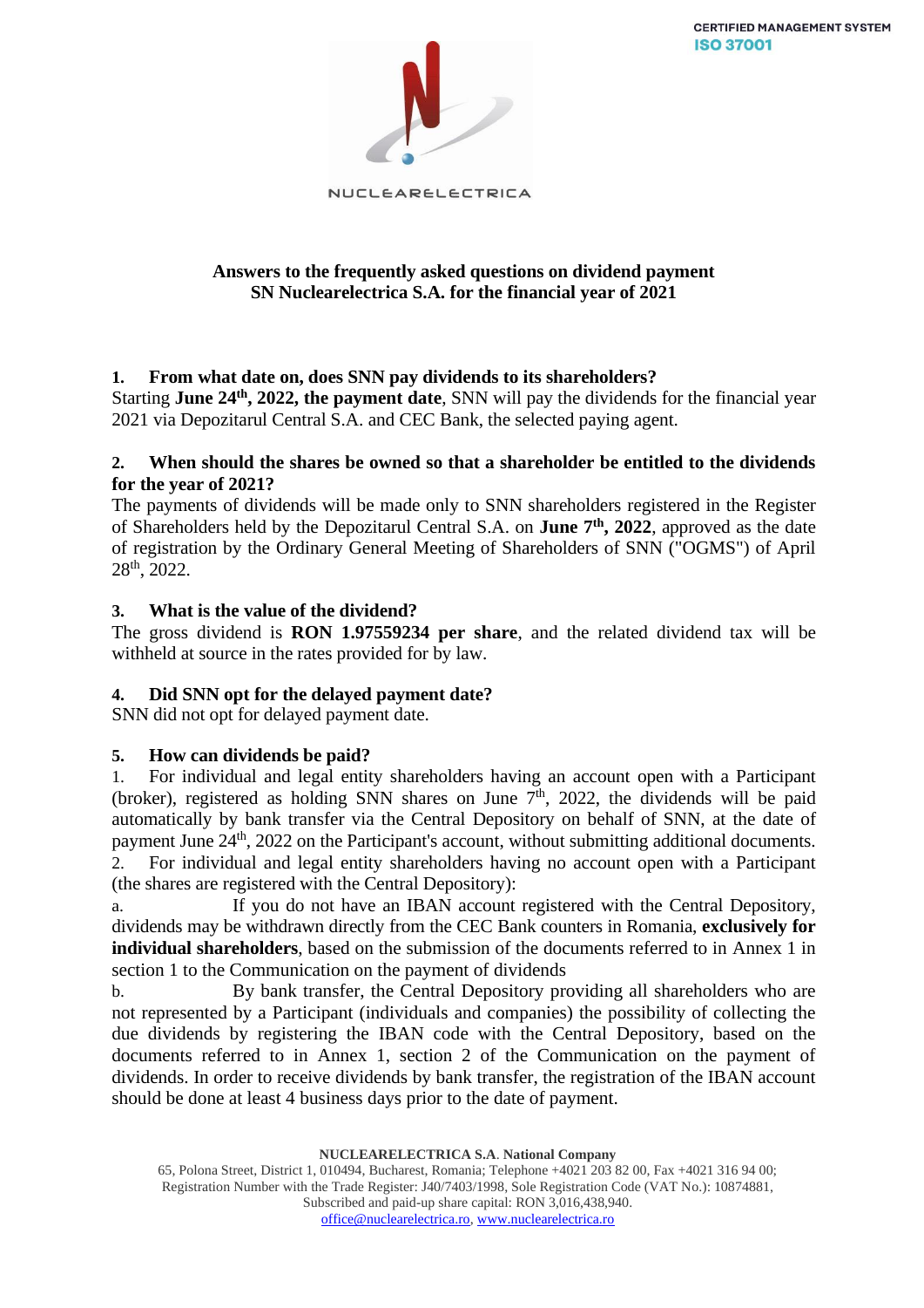NUCLEARELECTRICA

**Answers to the frequently asked questions on dividend payment SN Nuclearelectrica S.A. for the financial year of 2021**

### 1. From what date on, does SNN pay dividends to its shareholders?

Starting **June 24th, 2022, the payment date**, SNN will pay the dividends for the financial year 2021 via Depozitarul Central S.A. and CEC Bank, the selected paying agent.

### 2. When should the shares be owned so that a shareholder be entitled to the dividends for the year of 2021?

The payments of dividends will be made only to SNN shareholders registered in the Register of Shareholders held by the Depozitarul Central S.A. on **June 7th, 2022**, approved as the date of registration by the Ordinary General Meeting of Shareholders of SNN ("OGMS") of April 28th, 2022.

### 3. What is the value of the dividend?

The gross dividend is **RON 1.97559234 per share**, and the related dividend tax will be withheld at source in the rates provided for by law.

### 4. Did SNN opt for the delayed payment date?

SNN did not opt for delayed payment date.

### 5. How can dividends be paid?

1. For individual and legal entity shareholders having an account open with a Participant (broker), registered as holding SNN shares on June 7th, 2022, the dividends will be paid automatically by bank transfer via the Central Depository on behalf of SNN, at the date of payment June 24th, 2022 on the Participant's account, without submitting additional documents.
2. For individual and legal entity shareholders having no account open with a Participant (the shares are registered with the Central Depository):

a. If you do not have an IBAN account registered with the Central Depository, dividends may be withdrawn directly from the CEC Bank counters in Romania, **exclusively for individual shareholders**, based on the submission of the documents referred to in Annex 1 in section 1 to the Communication on the payment of dividends

b. By bank transfer, the Central Depository providing all shareholders who are not represented by a Participant (individuals and companies) the possibility of collecting the due dividends by registering the IBAN code with the Central Depository, based on the documents referred to in Annex 1, section 2 of the Communication on the payment of dividends. In order to receive dividends by bank transfer, the registration of the IBAN account should be done at least 4 business days prior to the date of payment.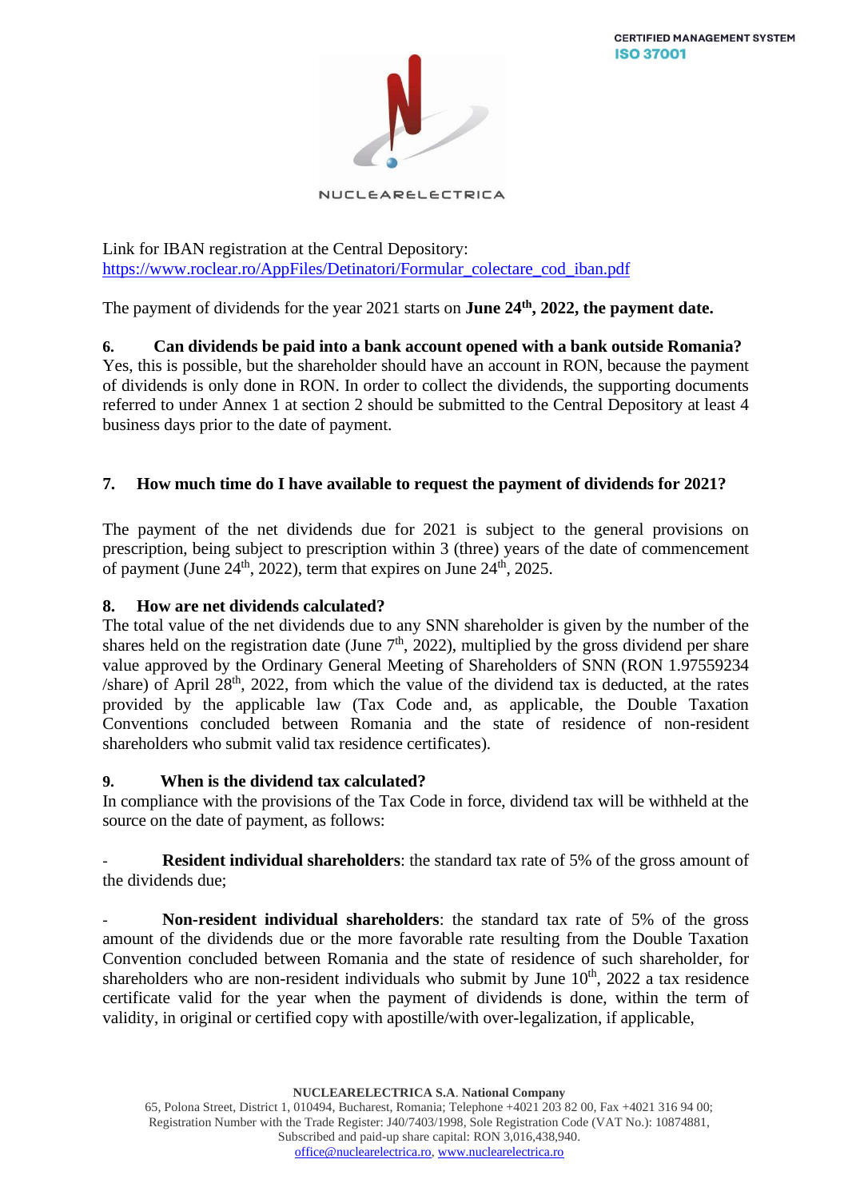Link for IBAN registration at the Central Depository:
https://www.roclear.ro/AppFiles/Detinatori/Formular_colectare_cod_iban.pdf

The payment of dividends for the year 2021 starts on **June 24th, 2022, the payment date.**

**6. Can dividends be paid into a bank account opened with a bank outside Romania?**
Yes, this is possible, but the shareholder should have an account in RON, because the payment of dividends is only done in RON. In order to collect the dividends, the supporting documents referred to under Annex 1 at section 2 should be submitted to the Central Depository at least 4 business days prior to the date of payment.

**7. How much time do I have available to request the payment of dividends for 2021?**

The payment of the net dividends due for 2021 is subject to the general provisions on prescription, being subject to prescription within 3 (three) years of the date of commencement of payment (June 24th, 2022), term that expires on June 24th, 2025.

**8. How are net dividends calculated?**
The total value of the net dividends due to any SNN shareholder is given by the number of the shares held on the registration date (June 7th, 2022), multiplied by the gross dividend per share value approved by the Ordinary General Meeting of Shareholders of SNN (RON 1.97559234 /share) of April 28th, 2022, from which the value of the dividend tax is deducted, at the rates provided by the applicable law (Tax Code and, as applicable, the Double Taxation Conventions concluded between Romania and the state of residence of non-resident shareholders who submit valid tax residence certificates).

**9. When is the dividend tax calculated?**
In compliance with the provisions of the Tax Code in force, dividend tax will be withheld at the source on the date of payment, as follows:

- **Resident individual shareholders**: the standard tax rate of 5% of the gross amount of the dividends due;

- **Non-resident individual shareholders**: the standard tax rate of 5% of the gross amount of the dividends due or the more favorable rate resulting from the Double Taxation Convention concluded between Romania and the state of residence of such shareholder, for shareholders who are non-resident individuals who submit by June 10th, 2022 a tax residence certificate valid for the year when the payment of dividends is done, within the term of validity, in original or certified copy with apostille/with over-legalization, if applicable,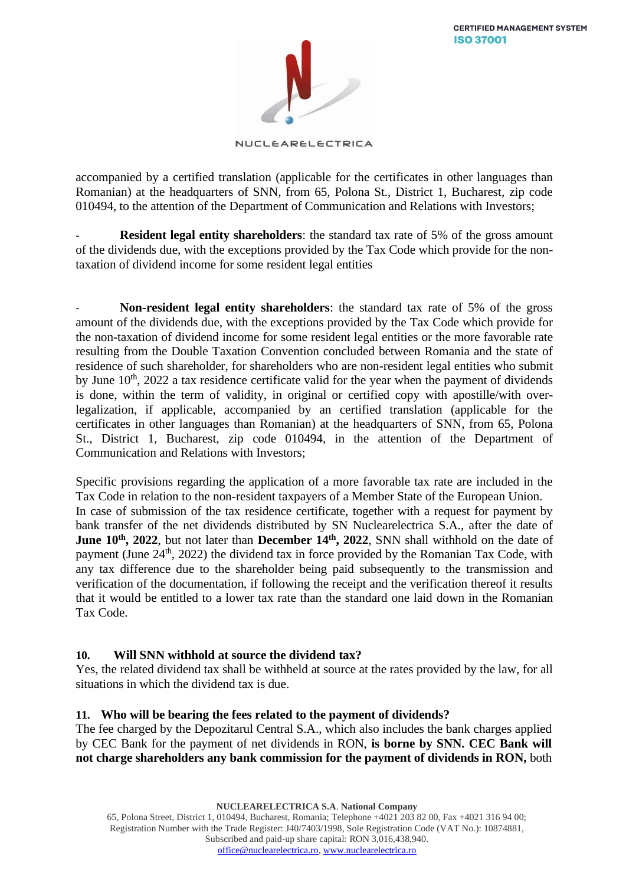accompanied by a certified translation (applicable for the certificates in other languages than Romanian) at the headquarters of SNN, from 65, Polona St., District 1, Bucharest, zip code 010494, to the attention of the Department of Communication and Relations with Investors;

- **Resident legal entity shareholders**: the standard tax rate of 5% of the gross amount of the dividends due, with the exceptions provided by the Tax Code which provide for the non-taxation of dividend income for some resident legal entities

- **Non-resident legal entity shareholders**: the standard tax rate of 5% of the gross amount of the dividends due, with the exceptions provided by the Tax Code which provide for the non-taxation of dividend income for some resident legal entities or the more favorable rate resulting from the Double Taxation Convention concluded between Romania and the state of residence of such shareholder, for shareholders who are non-resident legal entities who submit by June 10th, 2022 a tax residence certificate valid for the year when the payment of dividends is done, within the term of validity, in original or certified copy with apostille/with over-legalization, if applicable, accompanied by an certified translation (applicable for the certificates in other languages than Romanian) at the headquarters of SNN, from 65, Polona St., District 1, Bucharest, zip code 010494, in the attention of the Department of Communication and Relations with Investors;

Specific provisions regarding the application of a more favorable tax rate are included in the Tax Code in relation to the non-resident taxpayers of a Member State of the European Union.
In case of submission of the tax residence certificate, together with a request for payment by bank transfer of the net dividends distributed by SN Nuclearelectrica S.A., after the date of **June 10th, 2022**, but not later than **December 14th, 2022**, SNN shall withhold on the date of payment (June 24th, 2022) the dividend tax in force provided by the Romanian Tax Code, with any tax difference due to the shareholder being paid subsequently to the transmission and verification of the documentation, if following the receipt and the verification thereof it results that it would be entitled to a lower tax rate than the standard one laid down in the Romanian Tax Code.

### 10. Will SNN withhold at source the dividend tax?

Yes, the related dividend tax shall be withheld at source at the rates provided by the law, for all situations in which the dividend tax is due.

### 11. Who will be bearing the fees related to the payment of dividends?

The fee charged by the Depozitarul Central S.A., which also includes the bank charges applied by CEC Bank for the payment of net dividends in RON, **is borne by SNN. CEC Bank will not charge shareholders any bank commission for the payment of dividends in RON,** both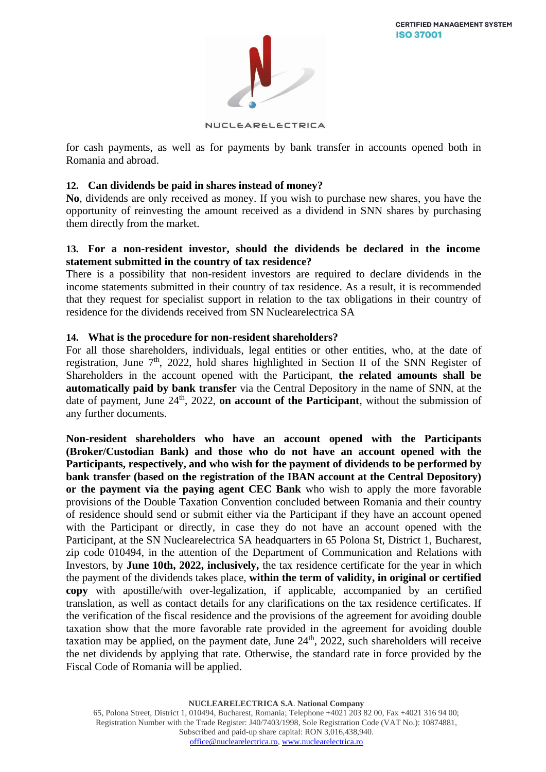for cash payments, as well as for payments by bank transfer in accounts opened both in Romania and abroad.

## 12. Can dividends be paid in shares instead of money?

**No**, dividends are only received as money. If you wish to purchase new shares, you have the opportunity of reinvesting the amount received as a dividend in SNN shares by purchasing them directly from the market.

## 13. For a non-resident investor, should the dividends be declared in the income statement submitted in the country of tax residence?

There is a possibility that non-resident investors are required to declare dividends in the income statements submitted in their country of tax residence. As a result, it is recommended that they request for specialist support in relation to the tax obligations in their country of residence for the dividends received from SN Nuclearelectrica SA

## 14. What is the procedure for non-resident shareholders?

For all those shareholders, individuals, legal entities or other entities, who, at the date of registration, June 7th, 2022, hold shares highlighted in Section II of the SNN Register of Shareholders in the account opened with the Participant, **the related amounts shall be automatically paid by bank transfer** via the Central Depository in the name of SNN, at the date of payment, June 24th, 2022, **on account of the Participant**, without the submission of any further documents.

**Non-resident shareholders who have an account opened with the Participants (Broker/Custodian Bank) and those who do not have an account opened with the Participants, respectively, and who wish for the payment of dividends to be performed by bank transfer (based on the registration of the IBAN account at the Central Depository) or the payment via the paying agent CEC Bank** who wish to apply the more favorable provisions of the Double Taxation Convention concluded between Romania and their country of residence should send or submit either via the Participant if they have an account opened with the Participant or directly, in case they do not have an account opened with the Participant, at the SN Nuclearelectrica SA headquarters in 65 Polona St, District 1, Bucharest, zip code 010494, in the attention of the Department of Communication and Relations with Investors, by **June 10th, 2022, inclusively,** the tax residence certificate for the year in which the payment of the dividends takes place, **within the term of validity, in original or certified copy** with apostille/with over-legalization, if applicable, accompanied by an certified translation, as well as contact details for any clarifications on the tax residence certificates. If the verification of the fiscal residence and the provisions of the agreement for avoiding double taxation show that the more favorable rate provided in the agreement for avoiding double taxation may be applied, on the payment date, June 24th, 2022, such shareholders will receive the net dividends by applying that rate. Otherwise, the standard rate in force provided by the Fiscal Code of Romania will be applied.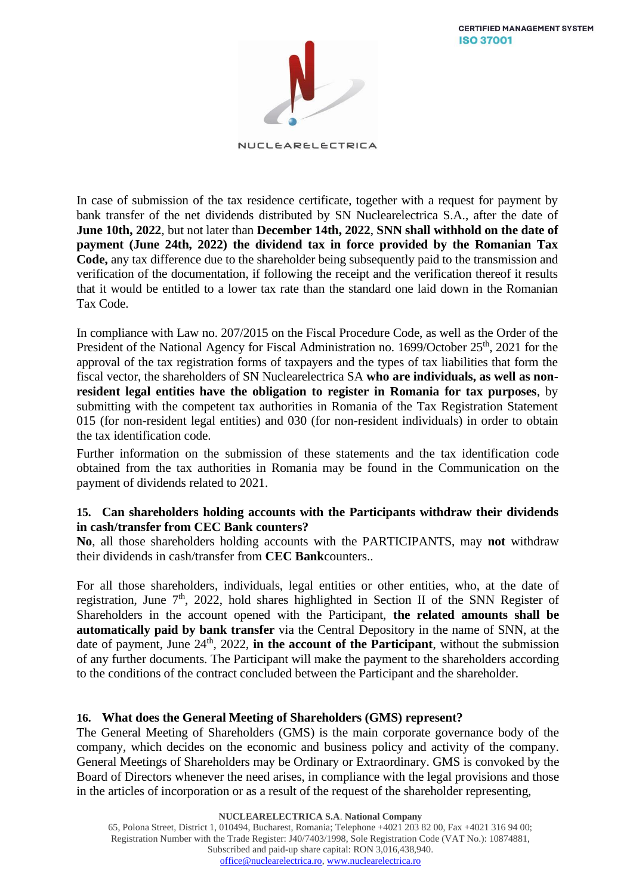In case of submission of the tax residence certificate, together with a request for payment by bank transfer of the net dividends distributed by SN Nuclearelectrica S.A., after the date of **June 10th, 2022**, but not later than **December 14th, 2022**, **SNN shall withhold on the date of payment (June 24th, 2022) the dividend tax in force provided by the Romanian Tax Code,** any tax difference due to the shareholder being subsequently paid to the transmission and verification of the documentation, if following the receipt and the verification thereof it results that it would be entitled to a lower tax rate than the standard one laid down in the Romanian Tax Code.

In compliance with Law no. 207/2015 on the Fiscal Procedure Code, as well as the Order of the President of the National Agency for Fiscal Administration no. 1699/October 25th, 2021 for the approval of the tax registration forms of taxpayers and the types of tax liabilities that form the fiscal vector, the shareholders of SN Nuclearelectrica SA **who are individuals, as well as non-resident legal entities have the obligation to register in Romania for tax purposes**, by submitting with the competent tax authorities in Romania of the Tax Registration Statement 015 (for non-resident legal entities) and 030 (for non-resident individuals) in order to obtain the tax identification code.

Further information on the submission of these statements and the tax identification code obtained from the tax authorities in Romania may be found in the Communication on the payment of dividends related to 2021.

**15. Can shareholders holding accounts with the Participants withdraw their dividends in cash/transfer from CEC Bank counters?**

**No**, all those shareholders holding accounts with the PARTICIPANTS, may **not** withdraw their dividends in cash/transfer from **CEC Bank**counters..

For all those shareholders, individuals, legal entities or other entities, who, at the date of registration, June 7th, 2022, hold shares highlighted in Section II of the SNN Register of Shareholders in the account opened with the Participant, **the related amounts shall be automatically paid by bank transfer** via the Central Depository in the name of SNN, at the date of payment, June 24th, 2022, **in the account of the Participant**, without the submission of any further documents. The Participant will make the payment to the shareholders according to the conditions of the contract concluded between the Participant and the shareholder.

**16. What does the General Meeting of Shareholders (GMS) represent?**

The General Meeting of Shareholders (GMS) is the main corporate governance body of the company, which decides on the economic and business policy and activity of the company. General Meetings of Shareholders may be Ordinary or Extraordinary. GMS is convoked by the Board of Directors whenever the need arises, in compliance with the legal provisions and those in the articles of incorporation or as a result of the request of the shareholder representing,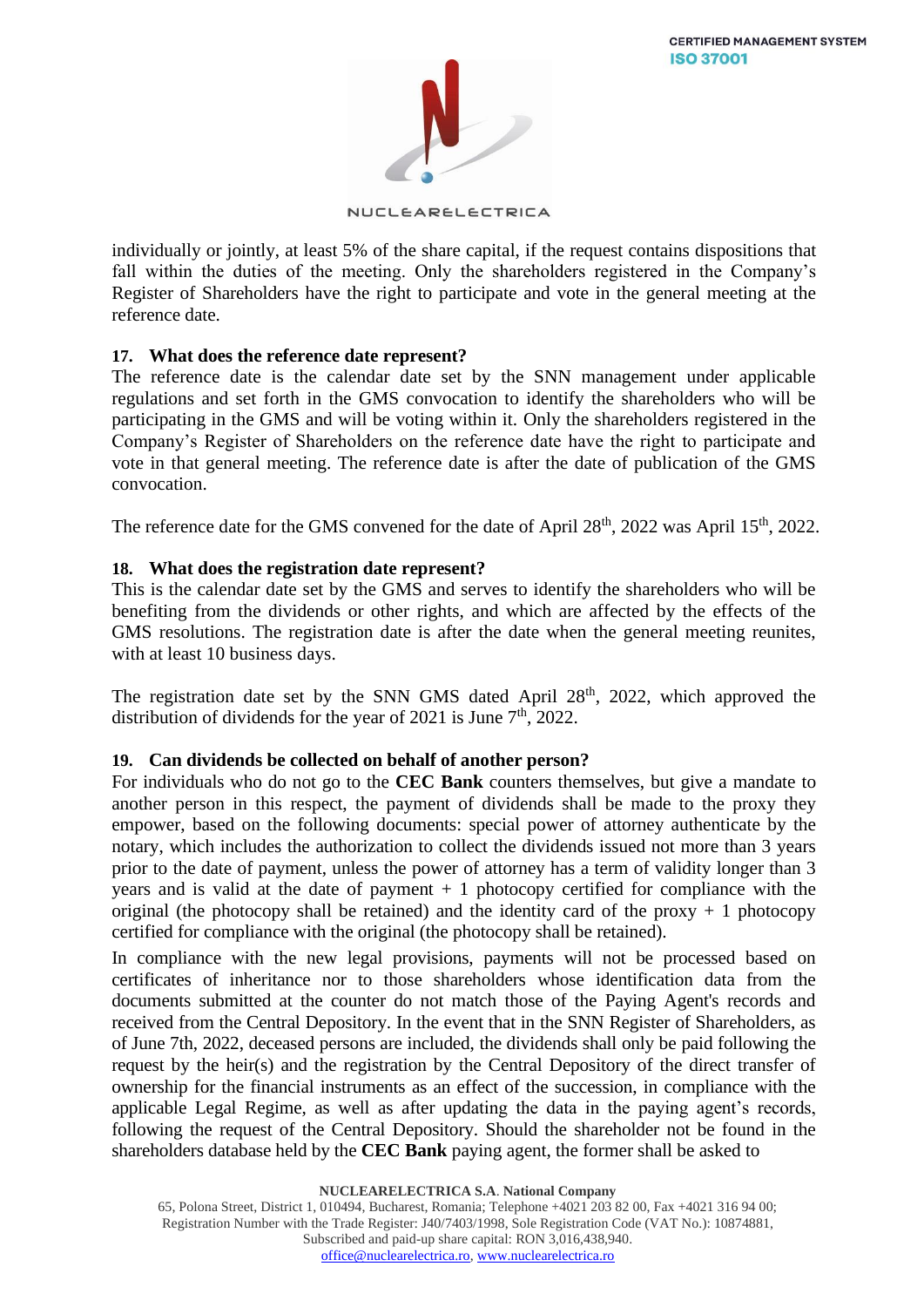individually or jointly, at least 5% of the share capital, if the request contains dispositions that fall within the duties of the meeting. Only the shareholders registered in the Company's Register of Shareholders have the right to participate and vote in the general meeting at the reference date.

## 17. What does the reference date represent?

The reference date is the calendar date set by the SNN management under applicable regulations and set forth in the GMS convocation to identify the shareholders who will be participating in the GMS and will be voting within it. Only the shareholders registered in the Company's Register of Shareholders on the reference date have the right to participate and vote in that general meeting. The reference date is after the date of publication of the GMS convocation.

The reference date for the GMS convened for the date of April 28th, 2022 was April 15th, 2022.

## 18. What does the registration date represent?

This is the calendar date set by the GMS and serves to identify the shareholders who will be benefiting from the dividends or other rights, and which are affected by the effects of the GMS resolutions. The registration date is after the date when the general meeting reunites, with at least 10 business days.

The registration date set by the SNN GMS dated April 28th, 2022, which approved the distribution of dividends for the year of 2021 is June 7th, 2022.

## 19. Can dividends be collected on behalf of another person?

For individuals who do not go to the **CEC Bank** counters themselves, but give a mandate to another person in this respect, the payment of dividends shall be made to the proxy they empower, based on the following documents: special power of attorney authenticate by the notary, which includes the authorization to collect the dividends issued not more than 3 years prior to the date of payment, unless the power of attorney has a term of validity longer than 3 years and is valid at the date of payment + 1 photocopy certified for compliance with the original (the photocopy shall be retained) and the identity card of the proxy + 1 photocopy certified for compliance with the original (the photocopy shall be retained).

In compliance with the new legal provisions, payments will not be processed based on certificates of inheritance nor to those shareholders whose identification data from the documents submitted at the counter do not match those of the Paying Agent's records and received from the Central Depository. In the event that in the SNN Register of Shareholders, as of June 7th, 2022, deceased persons are included, the dividends shall only be paid following the request by the heir(s) and the registration by the Central Depository of the direct transfer of ownership for the financial instruments as an effect of the succession, in compliance with the applicable Legal Regime, as well as after updating the data in the paying agent's records, following the request of the Central Depository. Should the shareholder not be found in the shareholders database held by the **CEC Bank** paying agent, the former shall be asked to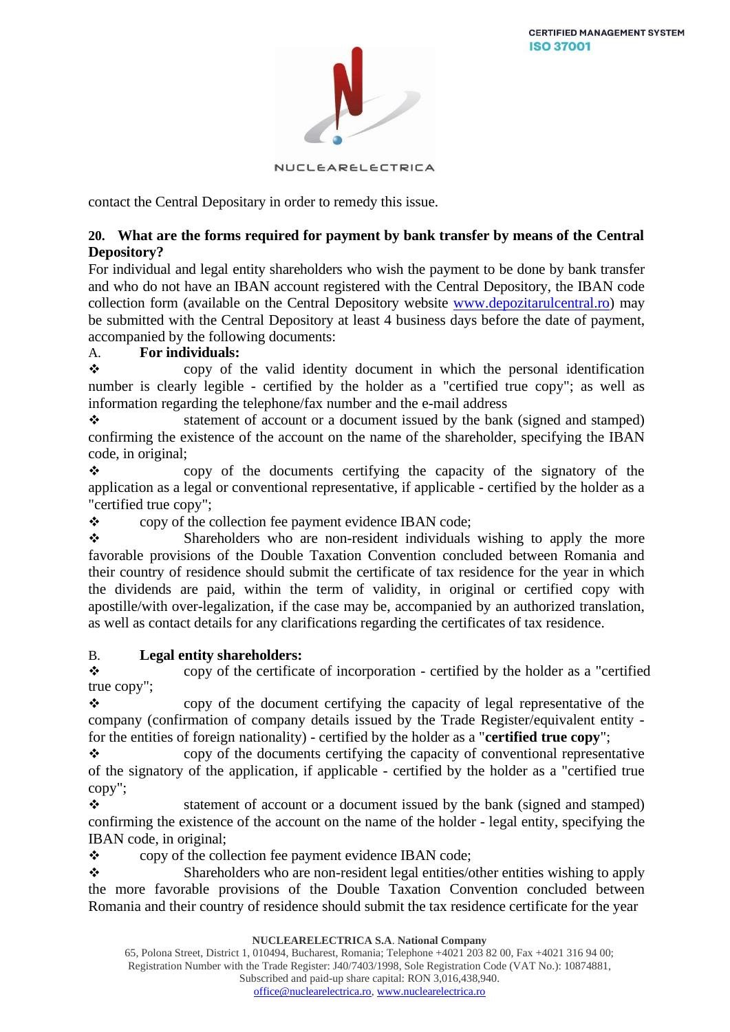contact the Central Depositary in order to remedy this issue.

**20. What are the forms required for payment by bank transfer by means of the Central Depository?**

For individual and legal entity shareholders who wish the payment to be done by bank transfer and who do not have an IBAN account registered with the Central Depository, the IBAN code collection form (available on the Central Depository website [www.depozitarulcentral.ro](http://www.depozitarulcentral.ro)) may be submitted with the Central Depository at least 4 business days before the date of payment, accompanied by the following documents:

A. **For individuals:**

- ❖ copy of the valid identity document in which the personal identification number is clearly legible - certified by the holder as a "certified true copy"; as well as information regarding the telephone/fax number and the e-mail address
- ❖ statement of account or a document issued by the bank (signed and stamped) confirming the existence of the account on the name of the shareholder, specifying the IBAN code, in original;
- ❖ copy of the documents certifying the capacity of the signatory of the application as a legal or conventional representative, if applicable - certified by the holder as a "certified true copy";
- ❖ copy of the collection fee payment evidence IBAN code;
- ❖ Shareholders who are non-resident individuals wishing to apply the more favorable provisions of the Double Taxation Convention concluded between Romania and their country of residence should submit the certificate of tax residence for the year in which the dividends are paid, within the term of validity, in original or certified copy with apostille/with over-legalization, if the case may be, accompanied by an authorized translation, as well as contact details for any clarifications regarding the certificates of tax residence.

B. **Legal entity shareholders:**

- ❖ copy of the certificate of incorporation - certified by the holder as a "certified true copy";
- ❖ copy of the document certifying the capacity of legal representative of the company (confirmation of company details issued by the Trade Register/equivalent entity - for the entities of foreign nationality) - certified by the holder as a "**certified true copy**";
- ❖ copy of the documents certifying the capacity of conventional representative of the signatory of the application, if applicable - certified by the holder as a "certified true copy";
- ❖ statement of account or a document issued by the bank (signed and stamped) confirming the existence of the account on the name of the holder - legal entity, specifying the IBAN code, in original;
- ❖ copy of the collection fee payment evidence IBAN code;
- ❖ Shareholders who are non-resident legal entities/other entities wishing to apply the more favorable provisions of the Double Taxation Convention concluded between Romania and their country of residence should submit the tax residence certificate for the year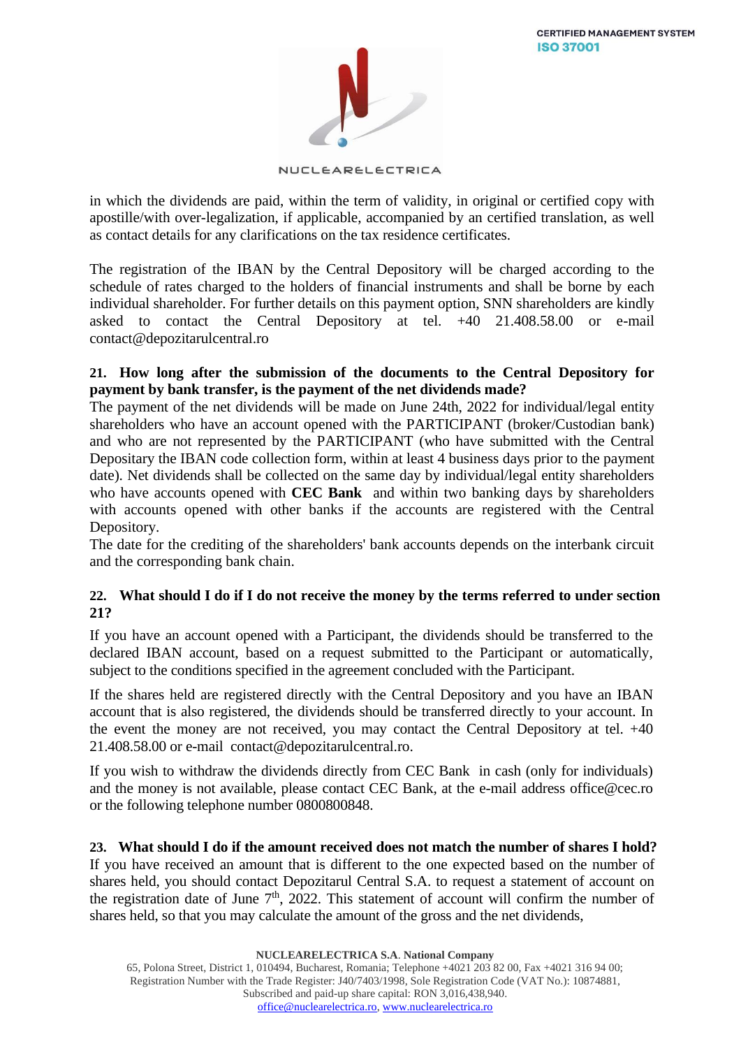in which the dividends are paid, within the term of validity, in original or certified copy with apostille/with over-legalization, if applicable, accompanied by an certified translation, as well as contact details for any clarifications on the tax residence certificates.

The registration of the IBAN by the Central Depository will be charged according to the schedule of rates charged to the holders of financial instruments and shall be borne by each individual shareholder. For further details on this payment option, SNN shareholders are kindly asked to contact the Central Depository at tel. +40 21.408.58.00 or e-mail contact@depozitarulcentral.ro

**21. How long after the submission of the documents to the Central Depository for payment by bank transfer, is the payment of the net dividends made?**

The payment of the net dividends will be made on June 24th, 2022 for individual/legal entity shareholders who have an account opened with the PARTICIPANT (broker/Custodian bank) and who are not represented by the PARTICIPANT (who have submitted with the Central Depositary the IBAN code collection form, within at least 4 business days prior to the payment date). Net dividends shall be collected on the same day by individual/legal entity shareholders who have accounts opened with **CEC Bank** and within two banking days by shareholders with accounts opened with other banks if the accounts are registered with the Central Depository.

The date for the crediting of the shareholders' bank accounts depends on the interbank circuit and the corresponding bank chain.

**22. What should I do if I do not receive the money by the terms referred to under section 21?**

If you have an account opened with a Participant, the dividends should be transferred to the declared IBAN account, based on a request submitted to the Participant or automatically, subject to the conditions specified in the agreement concluded with the Participant.

If the shares held are registered directly with the Central Depository and you have an IBAN account that is also registered, the dividends should be transferred directly to your account. In the event the money are not received, you may contact the Central Depository at tel. +40 21.408.58.00 or e-mail contact@depozitarulcentral.ro.

If you wish to withdraw the dividends directly from CEC Bank in cash (only for individuals) and the money is not available, please contact CEC Bank, at the e-mail address office@cec.ro or the following telephone number 0800800848.

**23. What should I do if the amount received does not match the number of shares I hold?**

If you have received an amount that is different to the one expected based on the number of shares held, you should contact Depozitarul Central S.A. to request a statement of account on the registration date of June 7th, 2022. This statement of account will confirm the number of shares held, so that you may calculate the amount of the gross and the net dividends,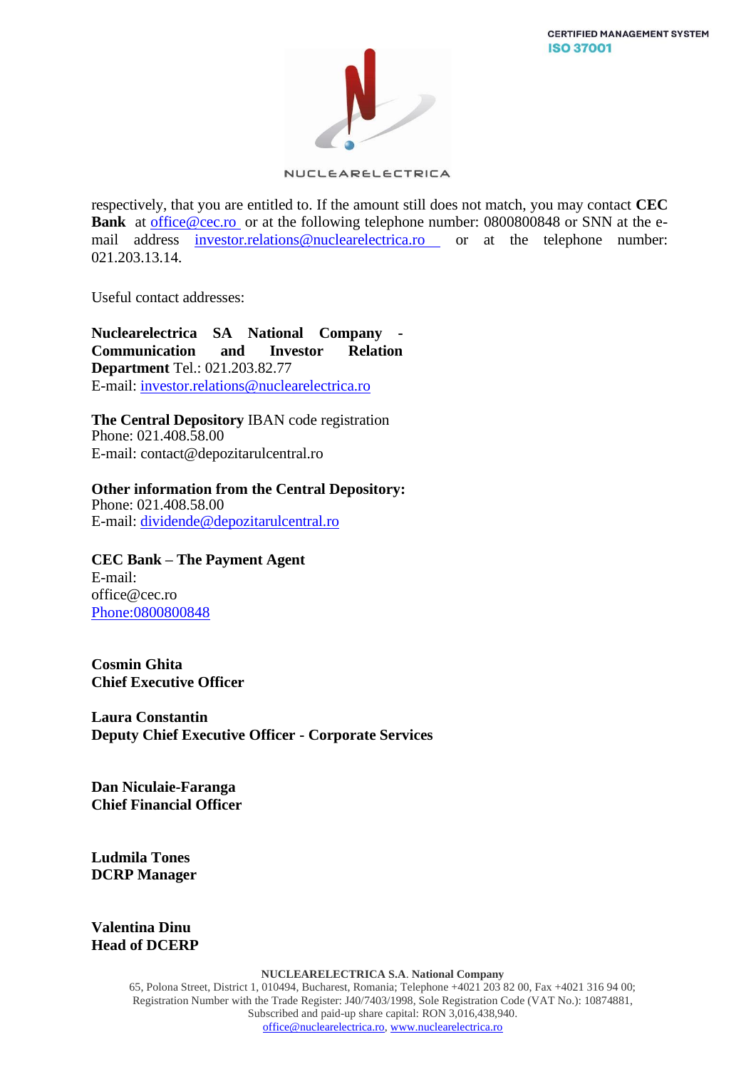respectively, that you are entitled to. If the amount still does not match, you may contact **CEC Bank** at office@cec.ro or at the following telephone number: 0800800848 or SNN at the e-mail address investor.relations@nuclearelectrica.ro or at the telephone number: 021.203.13.14.

Useful contact addresses:

**Nuclearelectrica SA National Company - Communication and Investor Relation Department** Tel.: 021.203.82.77
E-mail: investor.relations@nuclearelectrica.ro

**The Central Depository** IBAN code registration
Phone: 021.408.58.00
E-mail: contact@depozitarulcentral.ro

**Other information from the Central Depository:**
Phone: 021.408.58.00
E-mail: dividende@depozitarulcentral.ro

**CEC Bank – The Payment Agent**
E-mail:
office@cec.ro
Phone:0800800848

**Cosmin Ghita**
**Chief Executive Officer**

**Laura Constantin**
**Deputy Chief Executive Officer - Corporate Services**

**Dan Niculaie-Faranga**
**Chief Financial Officer**

**Ludmila Tones**
**DCRP Manager**

**Valentina Dinu**
**Head of DCERP**